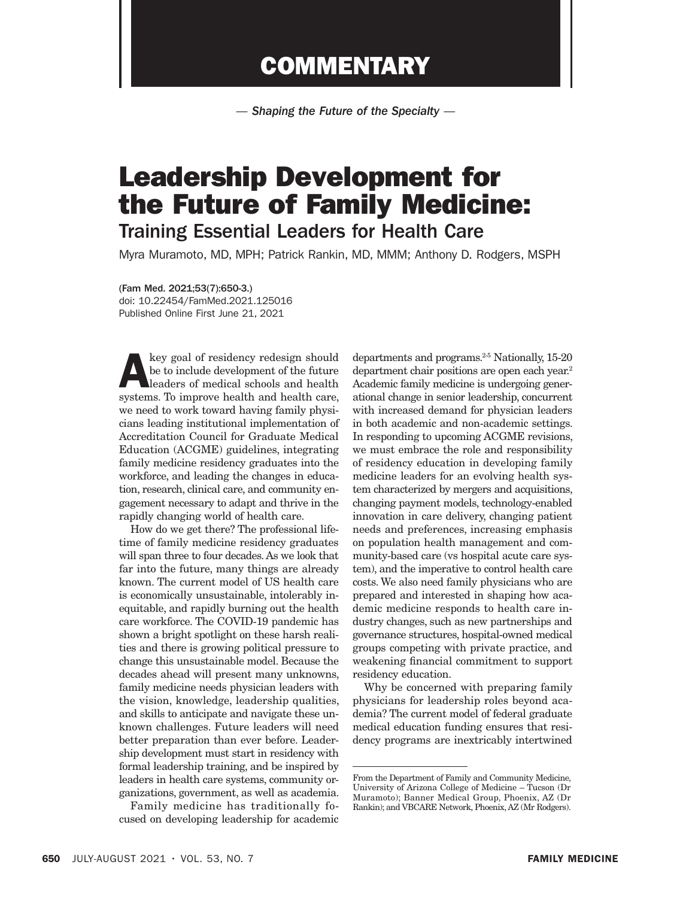# COMMENTARY

*— Shaping the Future of the Specialty —*

# Leadership Development for the Future of Family Medicine:

## Training Essential Leaders for Health Care

Myra Muramoto, MD, MPH; Patrick Rankin, MD, MMM; Anthony D. Rodgers, MSPH

(Fam Med. 2021;53(7):650-3.)
doi: 10.22454/FamMed.2021.125016
Published Online First June 21, 2021

A key goal of residency redesign should be to include development of the future leaders of medical schools and health systems. To improve health and health care, we need to work toward having family physicians leading institutional implementation of Accreditation Council for Graduate Medical Education (ACGME) guidelines, integrating family medicine residency graduates into the workforce, and leading the changes in education, research, clinical care, and community engagement necessary to adapt and thrive in the rapidly changing world of health care.

How do we get there? The professional lifetime of family medicine residency graduates will span three to four decades. As we look that far into the future, many things are already known. The current model of US health care is economically unsustainable, intolerably inequitable, and rapidly burning out the health care workforce. The COVID-19 pandemic has shown a bright spotlight on these harsh realities and there is growing political pressure to change this unsustainable model. Because the decades ahead will present many unknowns, family medicine needs physician leaders with the vision, knowledge, leadership qualities, and skills to anticipate and navigate these unknown challenges. Future leaders will need better preparation than ever before. Leadership development must start in residency with formal leadership training, and be inspired by leaders in health care systems, community organizations, government, as well as academia.

Family medicine has traditionally focused on developing leadership for academic departments and programs.[2-5] Nationally, 15-20 department chair positions are open each year.[2] Academic family medicine is undergoing generational change in senior leadership, concurrent with increased demand for physician leaders in both academic and non-academic settings. In responding to upcoming ACGME revisions, we must embrace the role and responsibility of residency education in developing family medicine leaders for an evolving health system characterized by mergers and acquisitions, changing payment models, technology-enabled innovation in care delivery, changing patient needs and preferences, increasing emphasis on population health management and community-based care (vs hospital acute care system), and the imperative to control health care costs. We also need family physicians who are prepared and interested in shaping how academic medicine responds to health care industry changes, such as new partnerships and governance structures, hospital-owned medical groups competing with private practice, and weakening financial commitment to support residency education.

Why be concerned with preparing family physicians for leadership roles beyond academia? The current model of federal graduate medical education funding ensures that residency programs are inextricably intertwined

From the Department of Family and Community Medicine, University of Arizona College of Medicine – Tucson (Dr Muramoto); Banner Medical Group, Phoenix, AZ (Dr Rankin); and VBCARE Network, Phoenix, AZ (Mr Rodgers).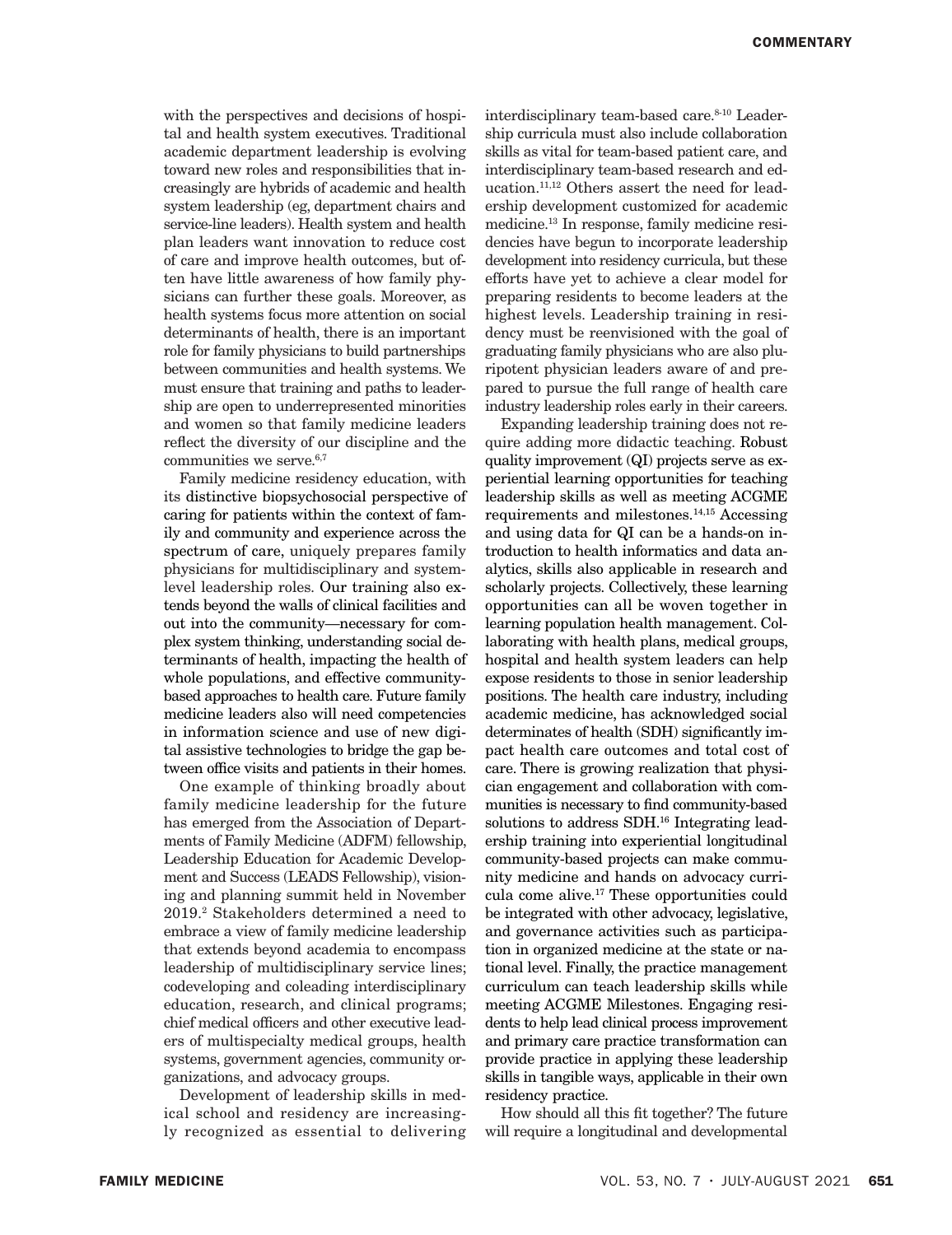with the perspectives and decisions of hospital and health system executives. Traditional academic department leadership is evolving toward new roles and responsibilities that increasingly are hybrids of academic and health system leadership (eg, department chairs and service-line leaders). Health system and health plan leaders want innovation to reduce cost of care and improve health outcomes, but often have little awareness of how family physicians can further these goals. Moreover, as health systems focus more attention on social determinants of health, there is an important role for family physicians to build partnerships between communities and health systems. We must ensure that training and paths to leadership are open to underrepresented minorities and women so that family medicine leaders reflect the diversity of our discipline and the communities we serve.[6,7]

Family medicine residency education, with its distinctive biopsychosocial perspective of caring for patients within the context of family and community and experience across the spectrum of care, uniquely prepares family physicians for multidisciplinary and system-level leadership roles. Our training also extends beyond the walls of clinical facilities and out into the community—necessary for complex system thinking, understanding social determinants of health, impacting the health of whole populations, and effective community-based approaches to health care. Future family medicine leaders also will need competencies in information science and use of new digital assistive technologies to bridge the gap between office visits and patients in their homes.

One example of thinking broadly about family medicine leadership for the future has emerged from the Association of Departments of Family Medicine (ADFM) fellowship, Leadership Education for Academic Development and Success (LEADS Fellowship), visioning and planning summit held in November 2019.[2] Stakeholders determined a need to embrace a view of family medicine leadership that extends beyond academia to encompass leadership of multidisciplinary service lines; codeveloping and coleading interdisciplinary education, research, and clinical programs; chief medical officers and other executive leaders of multispecialty medical groups, health systems, government agencies, community organizations, and advocacy groups.

Development of leadership skills in medical school and residency are increasingly recognized as essential to delivering interdisciplinary team-based care.[8-10] Leadership curricula must also include collaboration skills as vital for team-based patient care, and interdisciplinary team-based research and education.[11,12] Others assert the need for leadership development customized for academic medicine.[13] In response, family medicine residencies have begun to incorporate leadership development into residency curricula, but these efforts have yet to achieve a clear model for preparing residents to become leaders at the highest levels. Leadership training in residency must be reenvisioned with the goal of graduating family physicians who are also pluripotent physician leaders aware of and prepared to pursue the full range of health care industry leadership roles early in their careers.

Expanding leadership training does not require adding more didactic teaching. Robust quality improvement (QI) projects serve as experiential learning opportunities for teaching leadership skills as well as meeting ACGME requirements and milestones.[14,15] Accessing and using data for QI can be a hands-on introduction to health informatics and data analytics, skills also applicable in research and scholarly projects. Collectively, these learning opportunities can all be woven together in learning population health management. Collaborating with health plans, medical groups, hospital and health system leaders can help expose residents to those in senior leadership positions. The health care industry, including academic medicine, has acknowledged social determinates of health (SDH) significantly impact health care outcomes and total cost of care. There is growing realization that physician engagement and collaboration with communities is necessary to find community-based solutions to address SDH.[16] Integrating leadership training into experiential longitudinal community-based projects can make community medicine and hands on advocacy curricula come alive.[17] These opportunities could be integrated with other advocacy, legislative, and governance activities such as participation in organized medicine at the state or national level. Finally, the practice management curriculum can teach leadership skills while meeting ACGME Milestones. Engaging residents to help lead clinical process improvement and primary care practice transformation can provide practice in applying these leadership skills in tangible ways, applicable in their own residency practice.

How should all this fit together? The future will require a longitudinal and developmental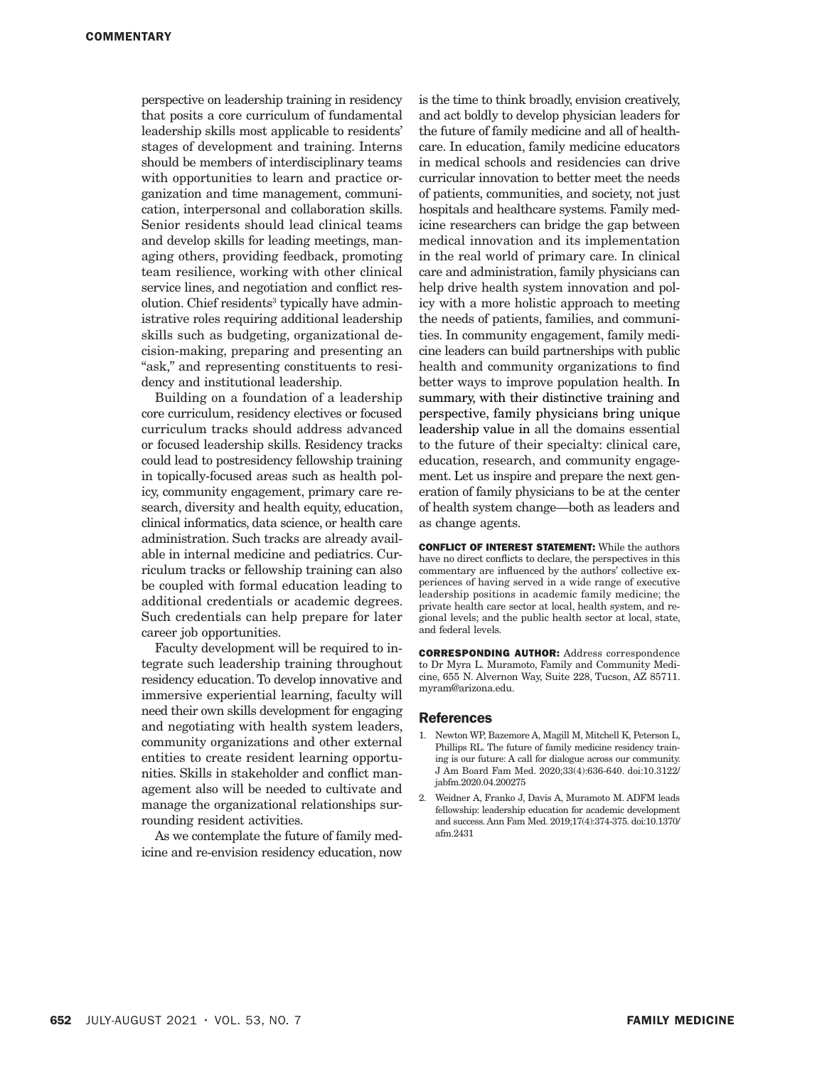perspective on leadership training in residency that posits a core curriculum of fundamental leadership skills most applicable to residents' stages of development and training. Interns should be members of interdisciplinary teams with opportunities to learn and practice organization and time management, communication, interpersonal and collaboration skills. Senior residents should lead clinical teams and develop skills for leading meetings, managing others, providing feedback, promoting team resilience, working with other clinical service lines, and negotiation and conflict resolution. Chief residents[3] typically have administrative roles requiring additional leadership skills such as budgeting, organizational decision-making, preparing and presenting an "ask," and representing constituents to residency and institutional leadership.

Building on a foundation of a leadership core curriculum, residency electives or focused curriculum tracks should address advanced or focused leadership skills. Residency tracks could lead to postresidency fellowship training in topically-focused areas such as health policy, community engagement, primary care research, diversity and health equity, education, clinical informatics, data science, or health care administration. Such tracks are already available in internal medicine and pediatrics. Curriculum tracks or fellowship training can also be coupled with formal education leading to additional credentials or academic degrees. Such credentials can help prepare for later career job opportunities.

Faculty development will be required to integrate such leadership training throughout residency education. To develop innovative and immersive experiential learning, faculty will need their own skills development for engaging and negotiating with health system leaders, community organizations and other external entities to create resident learning opportunities. Skills in stakeholder and conflict management also will be needed to cultivate and manage the organizational relationships surrounding resident activities.

As we contemplate the future of family medicine and re-envision residency education, now is the time to think broadly, envision creatively, and act boldly to develop physician leaders for the future of family medicine and all of healthcare. In education, family medicine educators in medical schools and residencies can drive curricular innovation to better meet the needs of patients, communities, and society, not just hospitals and healthcare systems. Family medicine researchers can bridge the gap between medical innovation and its implementation in the real world of primary care. In clinical care and administration, family physicians can help drive health system innovation and policy with a more holistic approach to meeting the needs of patients, families, and communities. In community engagement, family medicine leaders can build partnerships with public health and community organizations to find better ways to improve population health. In summary, with their distinctive training and perspective, family physicians bring unique leadership value in all the domains essential to the future of their specialty: clinical care, education, research, and community engagement. Let us inspire and prepare the next generation of family physicians to be at the center of health system change—both as leaders and as change agents.

**CONFLICT OF INTEREST STATEMENT:** While the authors have no direct conflicts to declare, the perspectives in this commentary are influenced by the authors' collective experiences of having served in a wide range of executive leadership positions in academic family medicine; the private health care sector at local, health system, and regional levels; and the public health sector at local, state, and federal levels.

**CORRESPONDING AUTHOR:** Address correspondence to Dr Myra L. Muramoto, Family and Community Medicine, 655 N. Alvernon Way, Suite 228, Tucson, AZ 85711. myram@arizona.edu.

## References

1. Newton WP, Bazemore A, Magill M, Mitchell K, Peterson L, Phillips RL. The future of family medicine residency training is our future: A call for dialogue across our community. J Am Board Fam Med. 2020;33(4):636-640. doi:10.3122/jabfm.2020.04.200275
2. Weidner A, Franko J, Davis A, Muramoto M. ADFM leads fellowship: leadership education for academic development and success. Ann Fam Med. 2019;17(4):374-375. doi:10.1370/afm.2431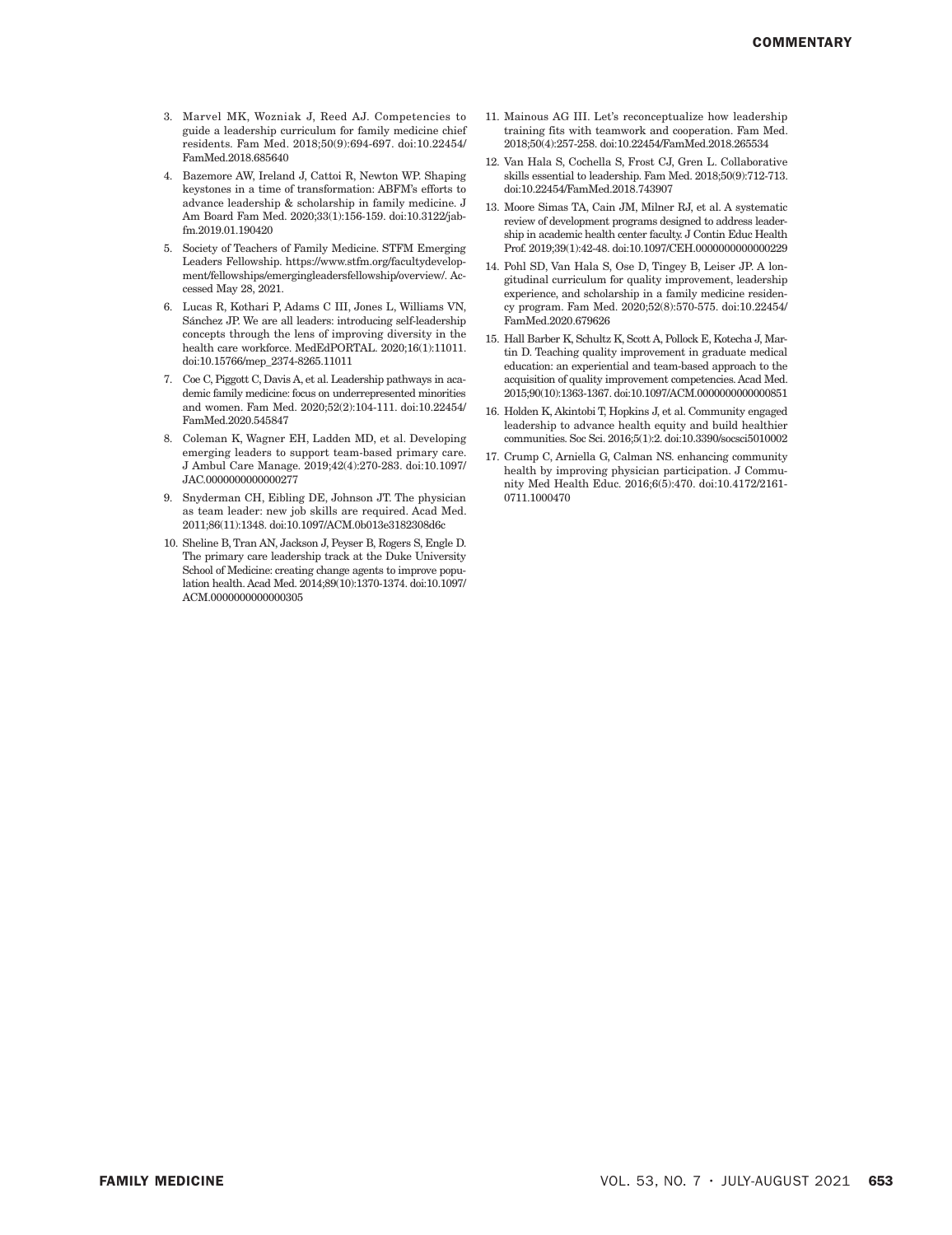3. Marvel MK, Wozniak J, Reed AJ. Competencies to guide a leadership curriculum for family medicine chief residents. Fam Med. 2018;50(9):694-697. doi:10.22454/FamMed.2018.685640

4. Bazemore AW, Ireland J, Cattoi R, Newton WP. Shaping keystones in a time of transformation: ABFM's efforts to advance leadership & scholarship in family medicine. J Am Board Fam Med. 2020;33(1):156-159. doi:10.3122/jabfm.2019.01.190420

5. Society of Teachers of Family Medicine. STFM Emerging Leaders Fellowship. https://www.stfm.org/facultydevelopment/fellowships/emergingleadersfellowship/overview/. Accessed May 28, 2021.

6. Lucas R, Kothari P, Adams C III, Jones L, Williams VN, Sánchez JP. We are all leaders: introducing self-leadership concepts through the lens of improving diversity in the health care workforce. MedEdPORTAL. 2020;16(1):11011. doi:10.15766/mep_2374-8265.11011

7. Coe C, Piggott C, Davis A, et al. Leadership pathways in academic family medicine: focus on underrepresented minorities and women. Fam Med. 2020;52(2):104-111. doi:10.22454/FamMed.2020.545847

8. Coleman K, Wagner EH, Ladden MD, et al. Developing emerging leaders to support team-based primary care. J Ambul Care Manage. 2019;42(4):270-283. doi:10.1097/JAC.0000000000000277

9. Snyderman CH, Eibling DE, Johnson JT. The physician as team leader: new job skills are required. Acad Med. 2011;86(11):1348. doi:10.1097/ACM.0b013e3182308d6c

10. Sheline B, Tran AN, Jackson J, Peyser B, Rogers S, Engle D. The primary care leadership track at the Duke University School of Medicine: creating change agents to improve population health. Acad Med. 2014;89(10):1370-1374. doi:10.1097/ACM.0000000000000305

11. Mainous AG III. Let's reconceptualize how leadership training fits with teamwork and cooperation. Fam Med. 2018;50(4):257-258. doi:10.22454/FamMed.2018.265534

12. Van Hala S, Cochella S, Frost CJ, Gren L. Collaborative skills essential to leadership. Fam Med. 2018;50(9):712-713. doi:10.22454/FamMed.2018.743907

13. Moore Simas TA, Cain JM, Milner RJ, et al. A systematic review of development programs designed to address leadership in academic health center faculty. J Contin Educ Health Prof. 2019;39(1):42-48. doi:10.1097/CEH.0000000000000229

14. Pohl SD, Van Hala S, Ose D, Tingey B, Leiser JP. A longitudinal curriculum for quality improvement, leadership experience, and scholarship in a family medicine residency program. Fam Med. 2020;52(8):570-575. doi:10.22454/FamMed.2020.679626

15. Hall Barber K, Schultz K, Scott A, Pollock E, Kotecha J, Martin D. Teaching quality improvement in graduate medical education: an experiential and team-based approach to the acquisition of quality improvement competencies. Acad Med. 2015;90(10):1363-1367. doi:10.1097/ACM.0000000000000851

16. Holden K, Akintobi T, Hopkins J, et al. Community engaged leadership to advance health equity and build healthier communities. Soc Sci. 2016;5(1):2. doi:10.3390/socsci5010002

17. Crump C, Arniella G, Calman NS. enhancing community health by improving physician participation. J Community Med Health Educ. 2016;6(5):470. doi:10.4172/2161-0711.1000470